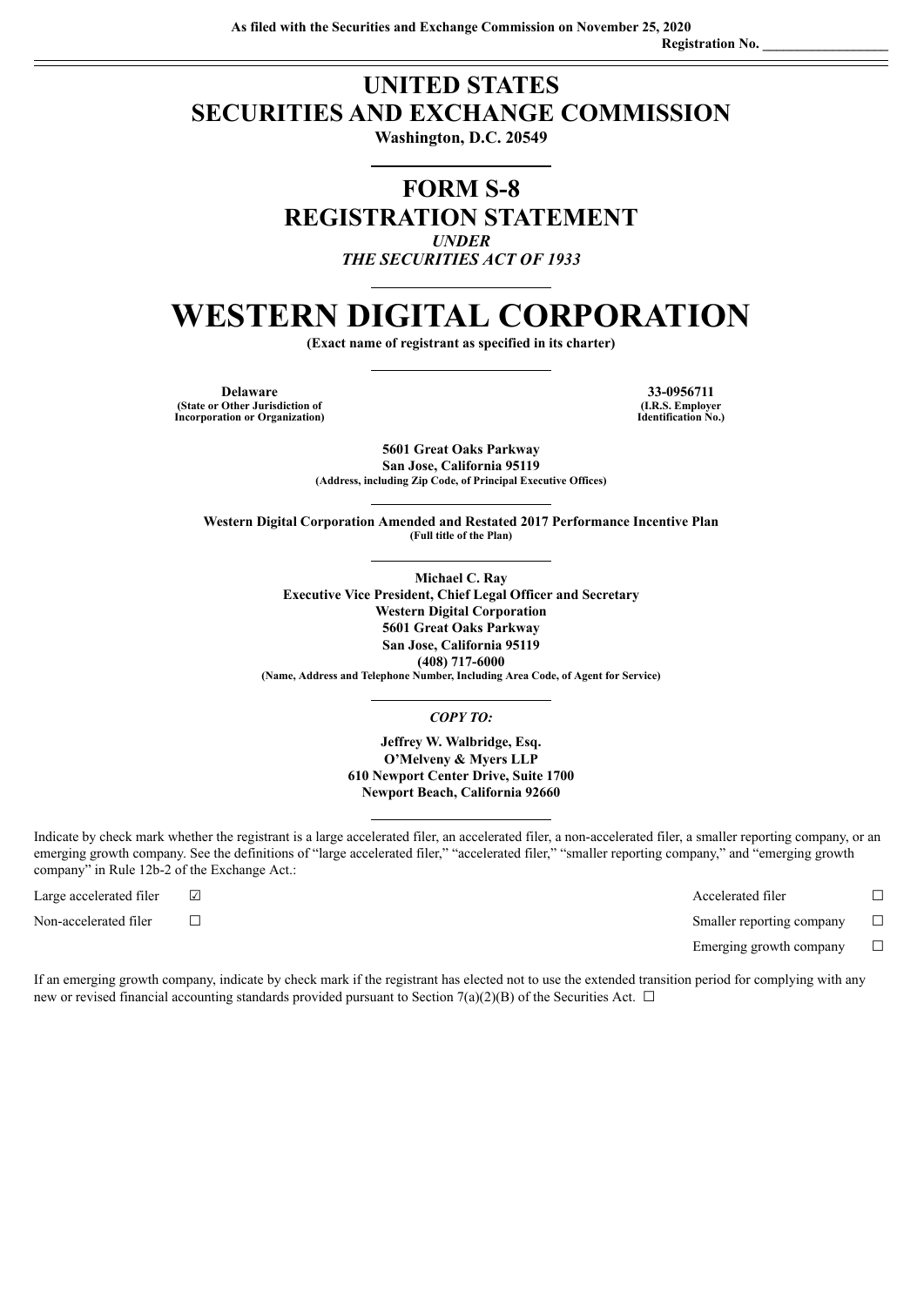As filed with the Securities and Exchange Commission on November 25, 2020

Registration No. __________________

# UNITED STATES
# SECURITIES AND EXCHANGE COMMISSION

**Washington, D.C. 20549**

## FORM S-8
## REGISTRATION STATEMENT

*UNDER*
*THE SECURITIES ACT OF 1933*

# WESTERN DIGITAL CORPORATION

**(Exact name of registrant as specified in its charter)**

| **Delaware** | **33-0956711** |
|---|---|
| **(State or Other Jurisdiction of Incorporation or Organization)** | **(I.R.S. Employer Identification No.)** |

**5601 Great Oaks Parkway**
**San Jose, California 95119**
**(Address, including Zip Code, of Principal Executive Offices)**

**Western Digital Corporation Amended and Restated 2017 Performance Incentive Plan**
**(Full title of the Plan)**

**Michael C. Ray**
**Executive Vice President, Chief Legal Officer and Secretary**
**Western Digital Corporation**
**5601 Great Oaks Parkway**
**San Jose, California 95119**
**(408) 717-6000**
**(Name, Address and Telephone Number, Including Area Code, of Agent for Service)**

*COPY TO:*

**Jeffrey W. Walbridge, Esq.**
**O'Melveny & Myers LLP**
**610 Newport Center Drive, Suite 1700**
**Newport Beach, California 92660**

Indicate by check mark whether the registrant is a large accelerated filer, an accelerated filer, a non-accelerated filer, a smaller reporting company, or an emerging growth company. See the definitions of "large accelerated filer," "accelerated filer," "smaller reporting company," and "emerging growth company" in Rule 12b-2 of the Exchange Act.:

| | | | |
|---|---|---|---|
| Large accelerated filer | ☑ | Accelerated filer | ☐ |
| Non-accelerated filer | ☐ | Smaller reporting company | ☐ |
| | | Emerging growth company | ☐ |

If an emerging growth company, indicate by check mark if the registrant has elected not to use the extended transition period for complying with any new or revised financial accounting standards provided pursuant to Section 7(a)(2)(B) of the Securities Act. ☐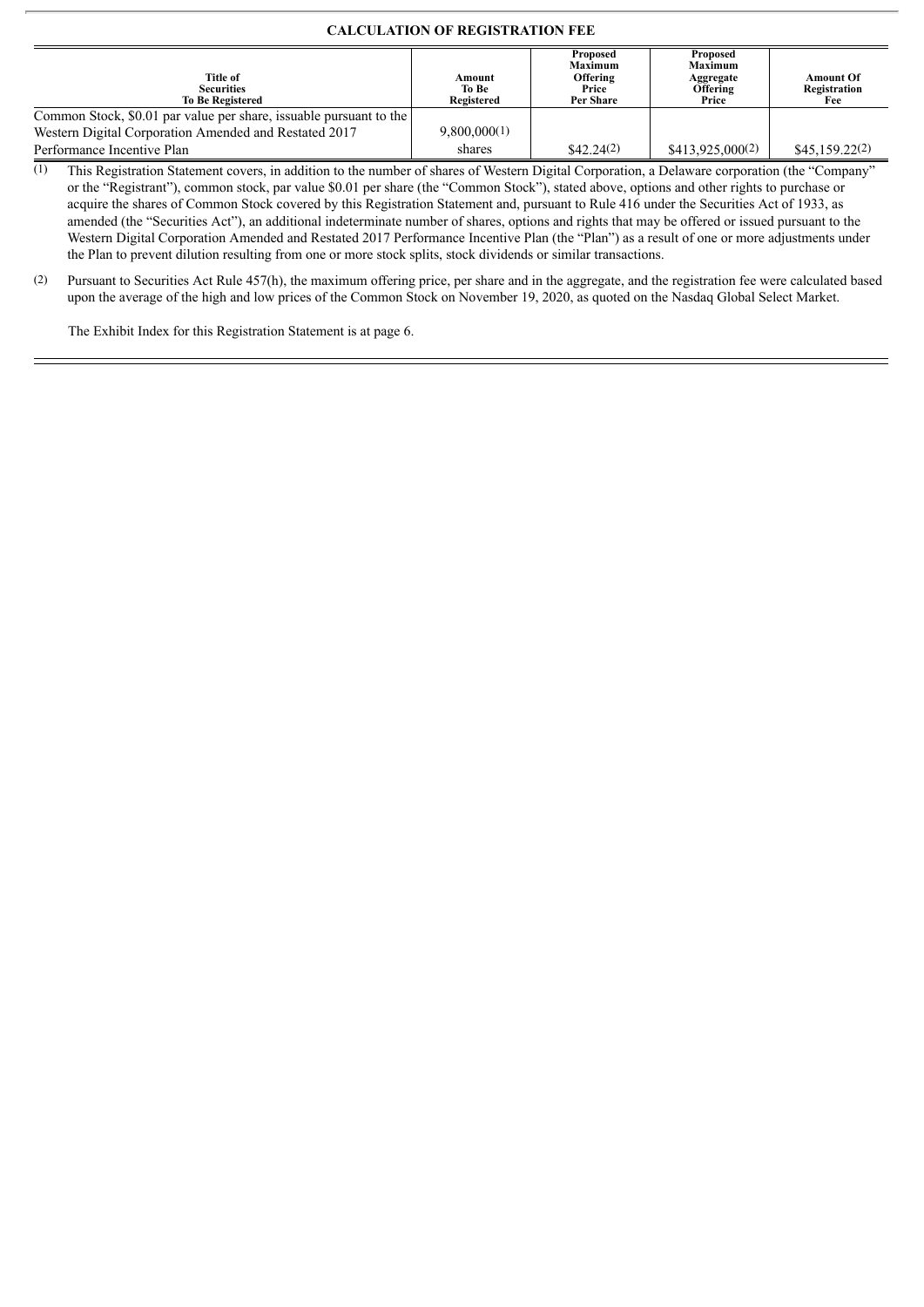**CALCULATION OF REGISTRATION FEE**

| Title of Securities To Be Registered | Amount To Be Registered | Proposed Maximum Offering Price Per Share | Proposed Maximum Aggregate Offering Price | Amount Of Registration Fee |
|---|---|---|---|---|
| Common Stock, $0.01 par value per share, issuable pursuant to the Western Digital Corporation Amended and Restated 2017 Performance Incentive Plan | 9,800,000(1) shares | $42.24(2) | $413,925,000(2) | $45,159.22(2) |

(1) This Registration Statement covers, in addition to the number of shares of Western Digital Corporation, a Delaware corporation (the "Company" or the "Registrant"), common stock, par value $0.01 per share (the "Common Stock"), stated above, options and other rights to purchase or acquire the shares of Common Stock covered by this Registration Statement and, pursuant to Rule 416 under the Securities Act of 1933, as amended (the "Securities Act"), an additional indeterminate number of shares, options and rights that may be offered or issued pursuant to the Western Digital Corporation Amended and Restated 2017 Performance Incentive Plan (the "Plan") as a result of one or more adjustments under the Plan to prevent dilution resulting from one or more stock splits, stock dividends or similar transactions.

(2) Pursuant to Securities Act Rule 457(h), the maximum offering price, per share and in the aggregate, and the registration fee were calculated based upon the average of the high and low prices of the Common Stock on November 19, 2020, as quoted on the Nasdaq Global Select Market.

The Exhibit Index for this Registration Statement is at page 6.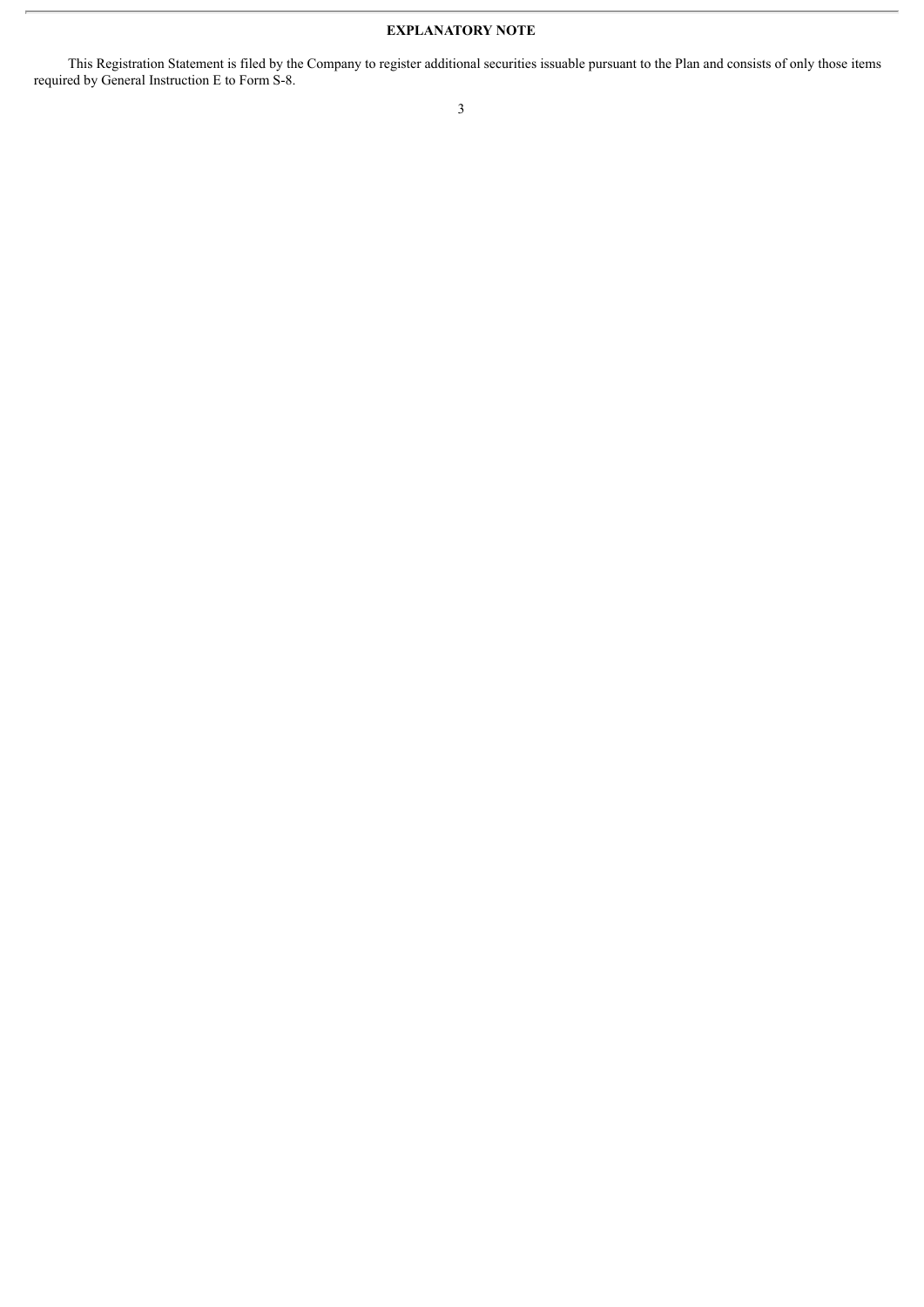## EXPLANATORY NOTE

This Registration Statement is filed by the Company to register additional securities issuable pursuant to the Plan and consists of only those items required by General Instruction E to Form S-8.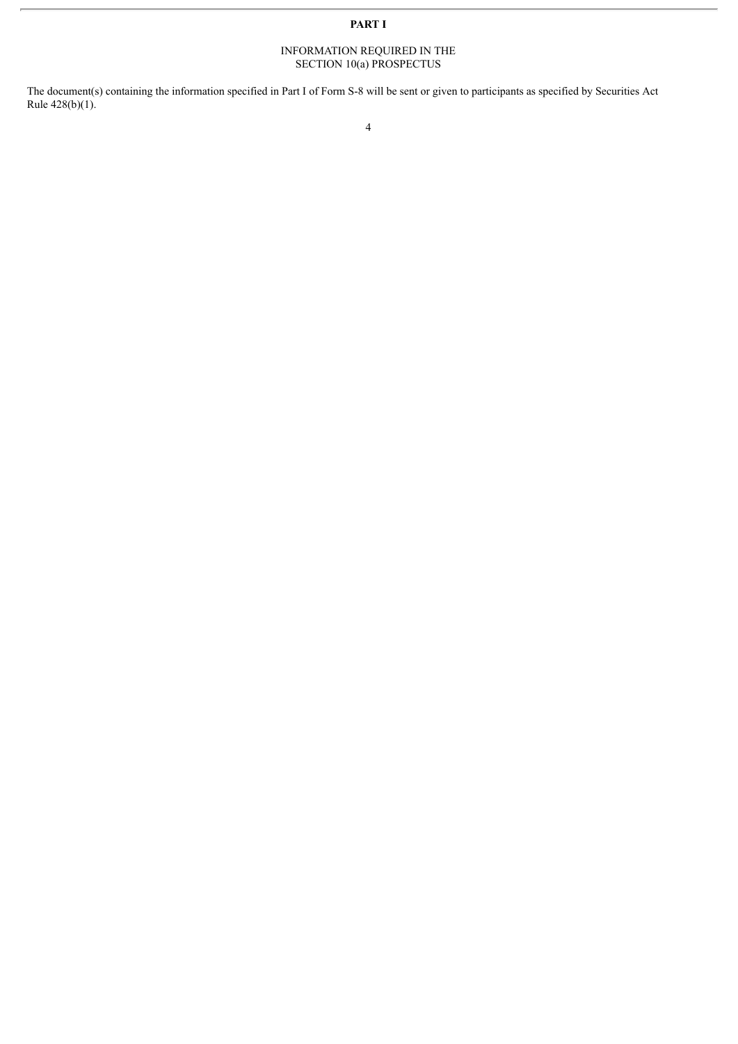# PART I

## INFORMATION REQUIRED IN THE SECTION 10(a) PROSPECTUS

The document(s) containing the information specified in Part I of Form S-8 will be sent or given to participants as specified by Securities Act Rule 428(b)(1).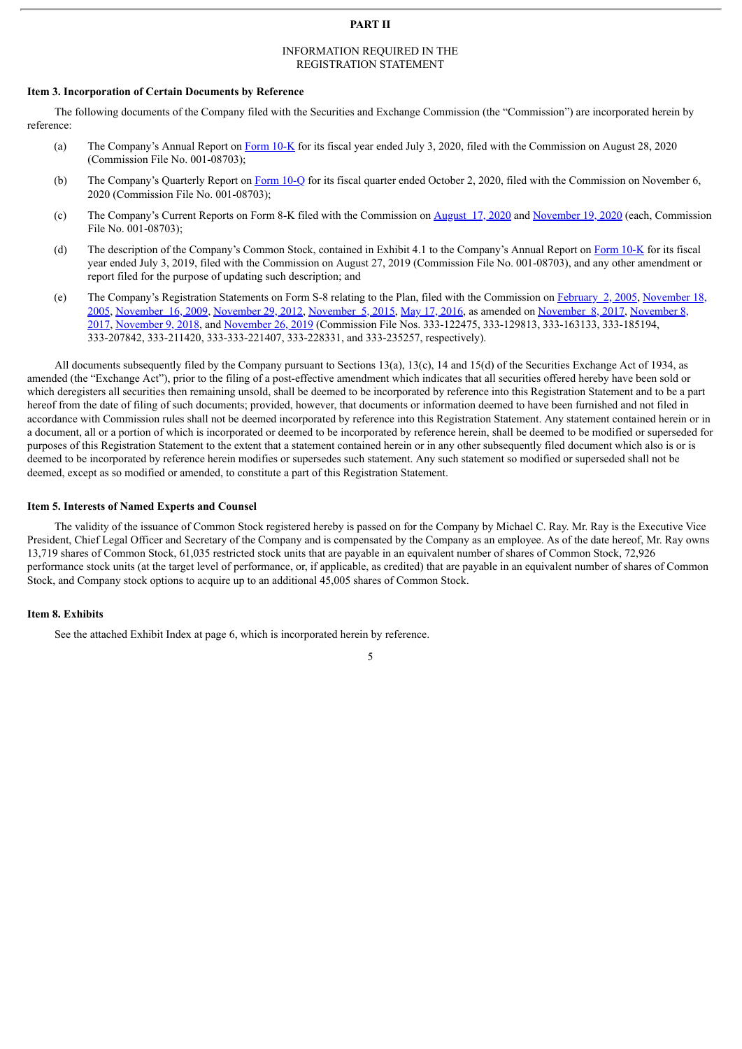# PART II

## INFORMATION REQUIRED IN THE REGISTRATION STATEMENT

### Item 3. Incorporation of Certain Documents by Reference

The following documents of the Company filed with the Securities and Exchange Commission (the "Commission") are incorporated herein by reference:

(a) The Company's Annual Report on Form 10-K for its fiscal year ended July 3, 2020, filed with the Commission on August 28, 2020 (Commission File No. 001-08703);

(b) The Company's Quarterly Report on Form 10-Q for its fiscal quarter ended October 2, 2020, filed with the Commission on November 6, 2020 (Commission File No. 001-08703);

(c) The Company's Current Reports on Form 8-K filed with the Commission on August 17, 2020 and November 19, 2020 (each, Commission File No. 001-08703);

(d) The description of the Company's Common Stock, contained in Exhibit 4.1 to the Company's Annual Report on Form 10-K for its fiscal year ended July 3, 2019, filed with the Commission on August 27, 2019 (Commission File No. 001-08703), and any other amendment or report filed for the purpose of updating such description; and

(e) The Company's Registration Statements on Form S-8 relating to the Plan, filed with the Commission on February 2, 2005, November 18, 2005, November 16, 2009, November 29, 2012, November 5, 2015, May 17, 2016, as amended on November 8, 2017, November 8, 2017, November 9, 2018, and November 26, 2019 (Commission File Nos. 333-122475, 333-129813, 333-163133, 333-185194, 333-207842, 333-211420, 333-333-221407, 333-228331, and 333-235257, respectively).

All documents subsequently filed by the Company pursuant to Sections 13(a), 13(c), 14 and 15(d) of the Securities Exchange Act of 1934, as amended (the "Exchange Act"), prior to the filing of a post-effective amendment which indicates that all securities offered hereby have been sold or which deregisters all securities then remaining unsold, shall be deemed to be incorporated by reference into this Registration Statement and to be a part hereof from the date of filing of such documents; provided, however, that documents or information deemed to have been furnished and not filed in accordance with Commission rules shall not be deemed incorporated by reference into this Registration Statement. Any statement contained herein or in a document, all or a portion of which is incorporated or deemed to be incorporated by reference herein, shall be deemed to be modified or superseded for purposes of this Registration Statement to the extent that a statement contained herein or in any other subsequently filed document which also is or is deemed to be incorporated by reference herein modifies or supersedes such statement. Any such statement so modified or superseded shall not be deemed, except as so modified or amended, to constitute a part of this Registration Statement.

### Item 5. Interests of Named Experts and Counsel

The validity of the issuance of Common Stock registered hereby is passed on for the Company by Michael C. Ray. Mr. Ray is the Executive Vice President, Chief Legal Officer and Secretary of the Company and is compensated by the Company as an employee. As of the date hereof, Mr. Ray owns 13,719 shares of Common Stock, 61,035 restricted stock units that are payable in an equivalent number of shares of Common Stock, 72,926 performance stock units (at the target level of performance, or, if applicable, as credited) that are payable in an equivalent number of shares of Common Stock, and Company stock options to acquire up to an additional 45,005 shares of Common Stock.

### Item 8. Exhibits

See the attached Exhibit Index at page 6, which is incorporated herein by reference.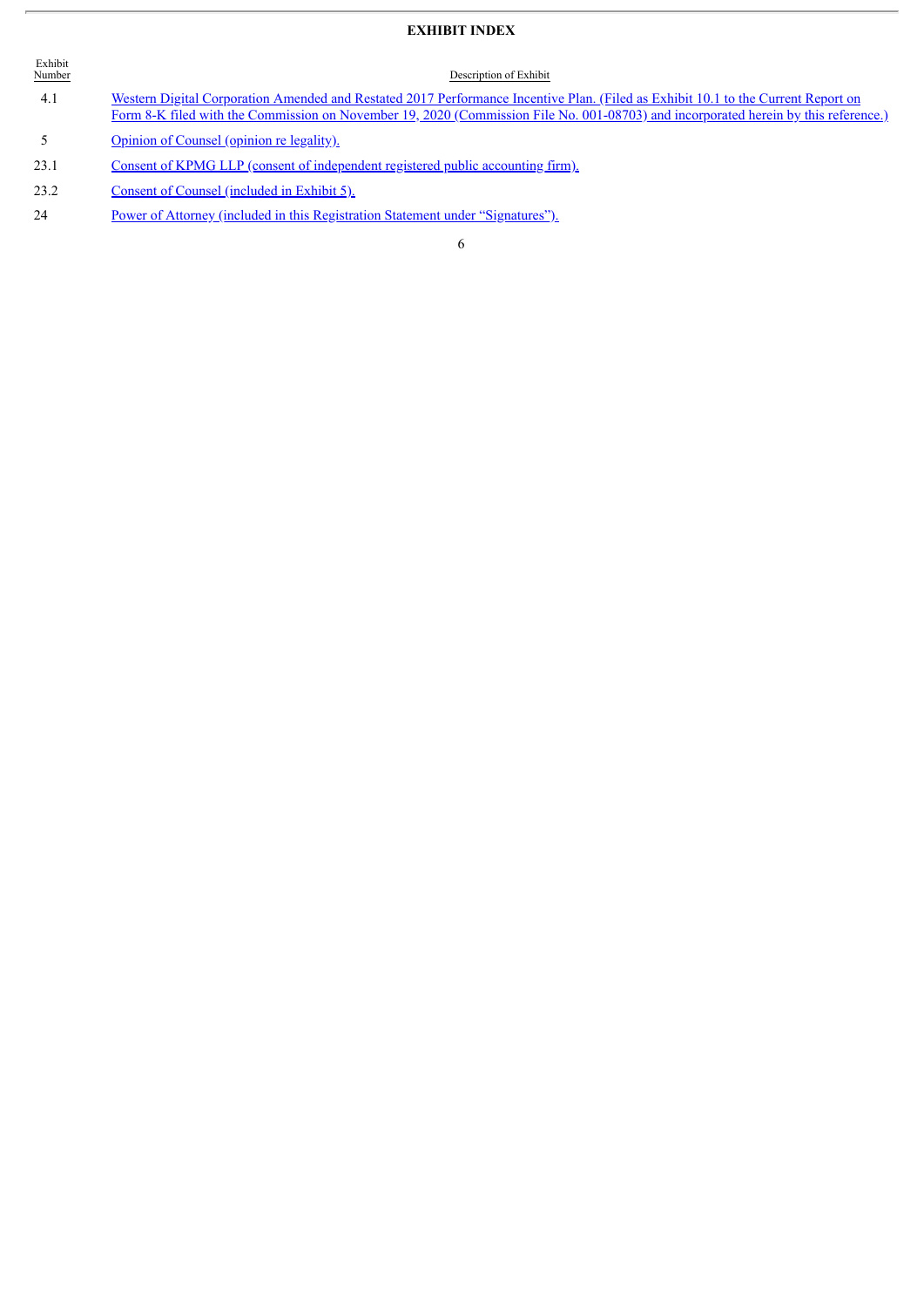## EXHIBIT INDEX

| Exhibit Number | Description of Exhibit |
|---|---|
| 4.1 | Western Digital Corporation Amended and Restated 2017 Performance Incentive Plan. (Filed as Exhibit 10.1 to the Current Report on Form 8-K filed with the Commission on November 19, 2020 (Commission File No. 001-08703) and incorporated herein by this reference.) |
| 5 | Opinion of Counsel (opinion re legality). |
| 23.1 | Consent of KPMG LLP (consent of independent registered public accounting firm). |
| 23.2 | Consent of Counsel (included in Exhibit 5). |
| 24 | Power of Attorney (included in this Registration Statement under "Signatures"). |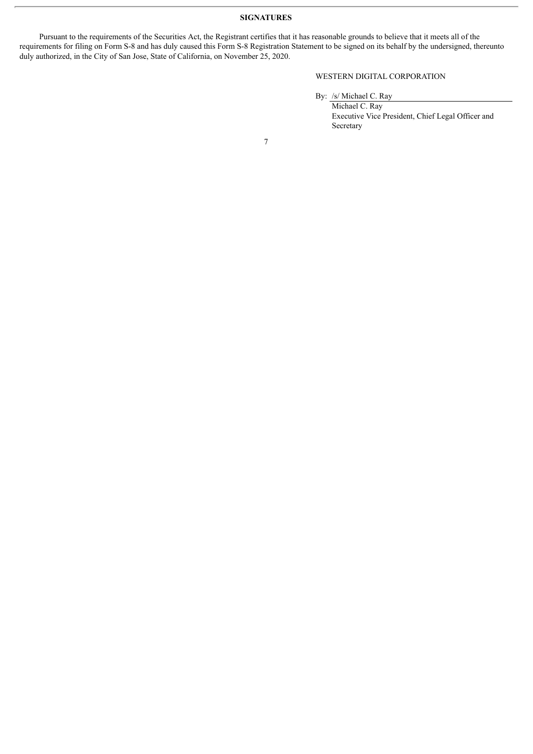## SIGNATURES

Pursuant to the requirements of the Securities Act, the Registrant certifies that it has reasonable grounds to believe that it meets all of the requirements for filing on Form S-8 and has duly caused this Form S-8 Registration Statement to be signed on its behalf by the undersigned, thereunto duly authorized, in the City of San Jose, State of California, on November 25, 2020.

WESTERN DIGITAL CORPORATION

By: /s/ Michael C. Ray

Michael C. Ray
Executive Vice President, Chief Legal Officer and Secretary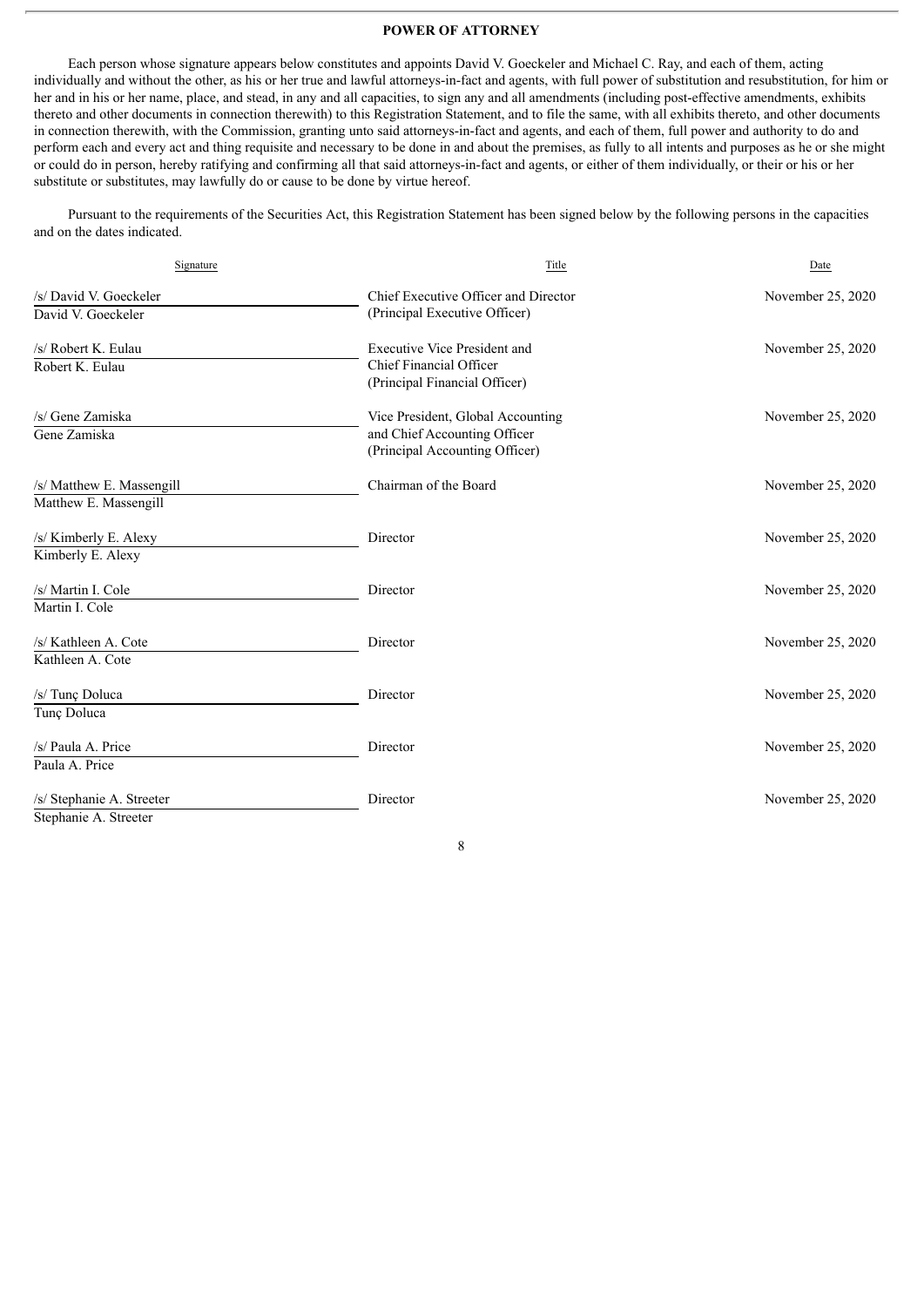**POWER OF ATTORNEY**

Each person whose signature appears below constitutes and appoints David V. Goeckeler and Michael C. Ray, and each of them, acting individually and without the other, as his or her true and lawful attorneys-in-fact and agents, with full power of substitution and resubstitution, for him or her and in his or her name, place, and stead, in any and all capacities, to sign any and all amendments (including post-effective amendments, exhibits thereto and other documents in connection therewith) to this Registration Statement, and to file the same, with all exhibits thereto, and other documents in connection therewith, with the Commission, granting unto said attorneys-in-fact and agents, and each of them, full power and authority to do and perform each and every act and thing requisite and necessary to be done in and about the premises, as fully to all intents and purposes as he or she might or could do in person, hereby ratifying and confirming all that said attorneys-in-fact and agents, or either of them individually, or their or his or her substitute or substitutes, may lawfully do or cause to be done by virtue hereof.

Pursuant to the requirements of the Securities Act, this Registration Statement has been signed below by the following persons in the capacities and on the dates indicated.

| Signature | Title | Date |
|---|---|---|
| /s/ David V. Goeckeler<br>David V. Goeckeler | Chief Executive Officer and Director<br>(Principal Executive Officer) | November 25, 2020 |
| /s/ Robert K. Eulau<br>Robert K. Eulau | Executive Vice President and<br>Chief Financial Officer<br>(Principal Financial Officer) | November 25, 2020 |
| /s/ Gene Zamiska<br>Gene Zamiska | Vice President, Global Accounting<br>and Chief Accounting Officer<br>(Principal Accounting Officer) | November 25, 2020 |
| /s/ Matthew E. Massengill<br>Matthew E. Massengill | Chairman of the Board | November 25, 2020 |
| /s/ Kimberly E. Alexy<br>Kimberly E. Alexy | Director | November 25, 2020 |
| /s/ Martin I. Cole<br>Martin I. Cole | Director | November 25, 2020 |
| /s/ Kathleen A. Cote<br>Kathleen A. Cote | Director | November 25, 2020 |
| /s/ Tunç Doluca<br>Tunç Doluca | Director | November 25, 2020 |
| /s/ Paula A. Price<br>Paula A. Price | Director | November 25, 2020 |
| /s/ Stephanie A. Streeter<br>Stephanie A. Streeter | Director | November 25, 2020 |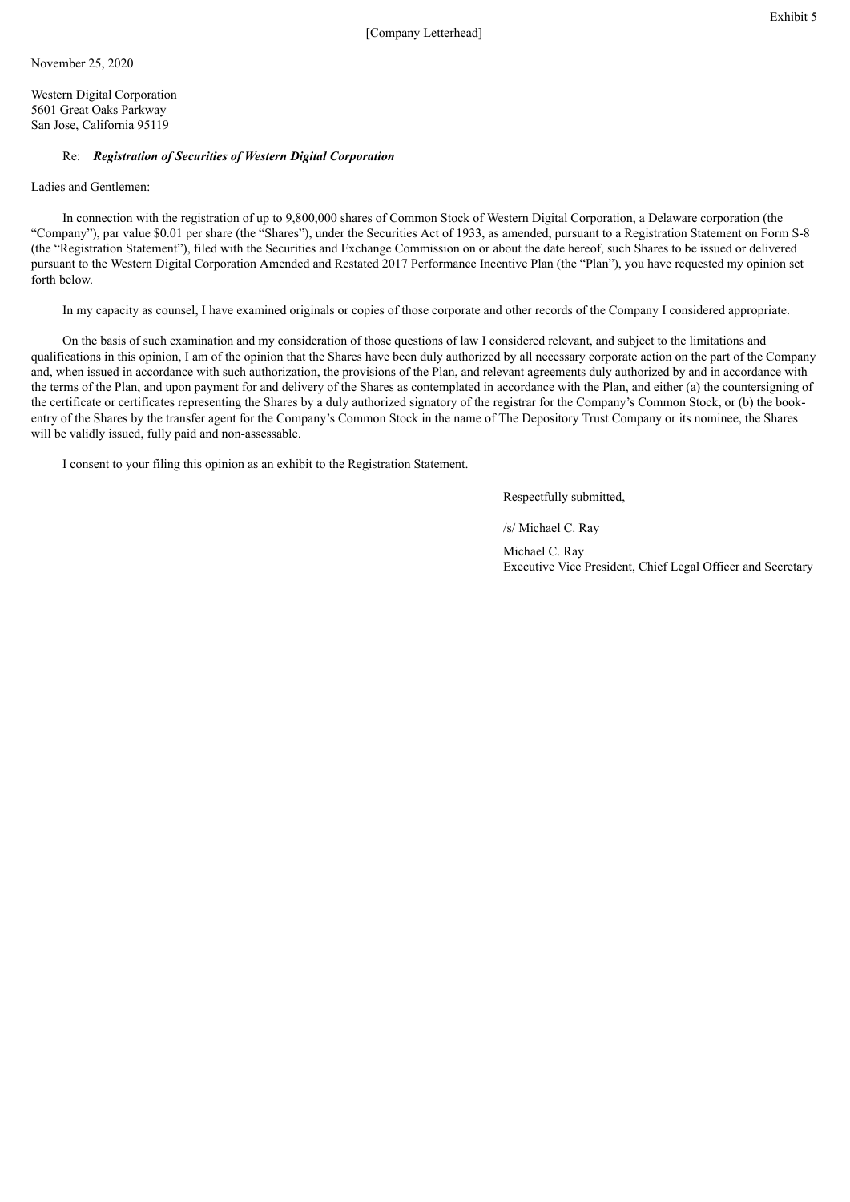Exhibit 5

[Company Letterhead]

November 25, 2020

Western Digital Corporation
5601 Great Oaks Parkway
San Jose, California 95119

Re: ***Registration of Securities of Western Digital Corporation***

Ladies and Gentlemen:

In connection with the registration of up to 9,800,000 shares of Common Stock of Western Digital Corporation, a Delaware corporation (the "Company"), par value $0.01 per share (the "Shares"), under the Securities Act of 1933, as amended, pursuant to a Registration Statement on Form S-8 (the "Registration Statement"), filed with the Securities and Exchange Commission on or about the date hereof, such Shares to be issued or delivered pursuant to the Western Digital Corporation Amended and Restated 2017 Performance Incentive Plan (the "Plan"), you have requested my opinion set forth below.

In my capacity as counsel, I have examined originals or copies of those corporate and other records of the Company I considered appropriate.

On the basis of such examination and my consideration of those questions of law I considered relevant, and subject to the limitations and qualifications in this opinion, I am of the opinion that the Shares have been duly authorized by all necessary corporate action on the part of the Company and, when issued in accordance with such authorization, the provisions of the Plan, and relevant agreements duly authorized by and in accordance with the terms of the Plan, and upon payment for and delivery of the Shares as contemplated in accordance with the Plan, and either (a) the countersigning of the certificate or certificates representing the Shares by a duly authorized signatory of the registrar for the Company's Common Stock, or (b) the book-entry of the Shares by the transfer agent for the Company's Common Stock in the name of The Depository Trust Company or its nominee, the Shares will be validly issued, fully paid and non-assessable.

I consent to your filing this opinion as an exhibit to the Registration Statement.

Respectfully submitted,

/s/ Michael C. Ray

Michael C. Ray
Executive Vice President, Chief Legal Officer and Secretary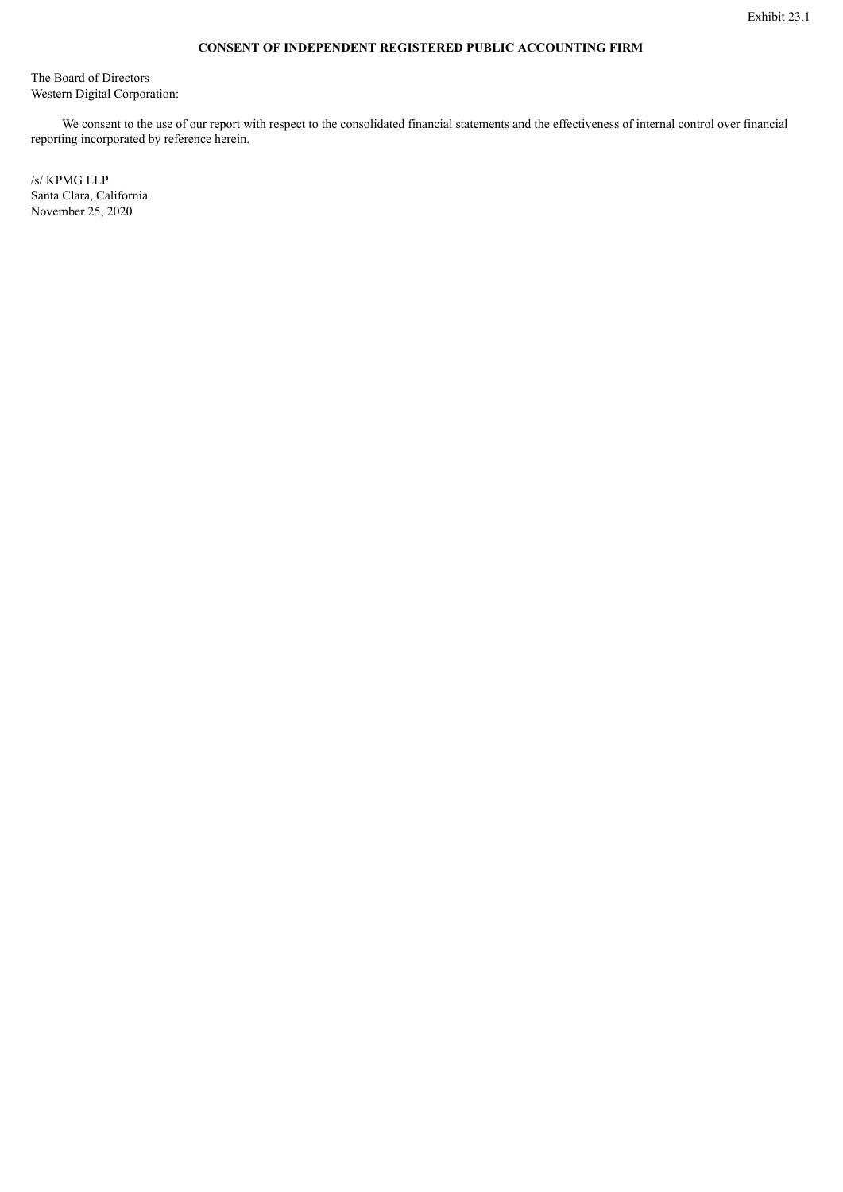Exhibit 23.1

**CONSENT OF INDEPENDENT REGISTERED PUBLIC ACCOUNTING FIRM**

The Board of Directors
Western Digital Corporation:

We consent to the use of our report with respect to the consolidated financial statements and the effectiveness of internal control over financial reporting incorporated by reference herein.

/s/ KPMG LLP
Santa Clara, California
November 25, 2020